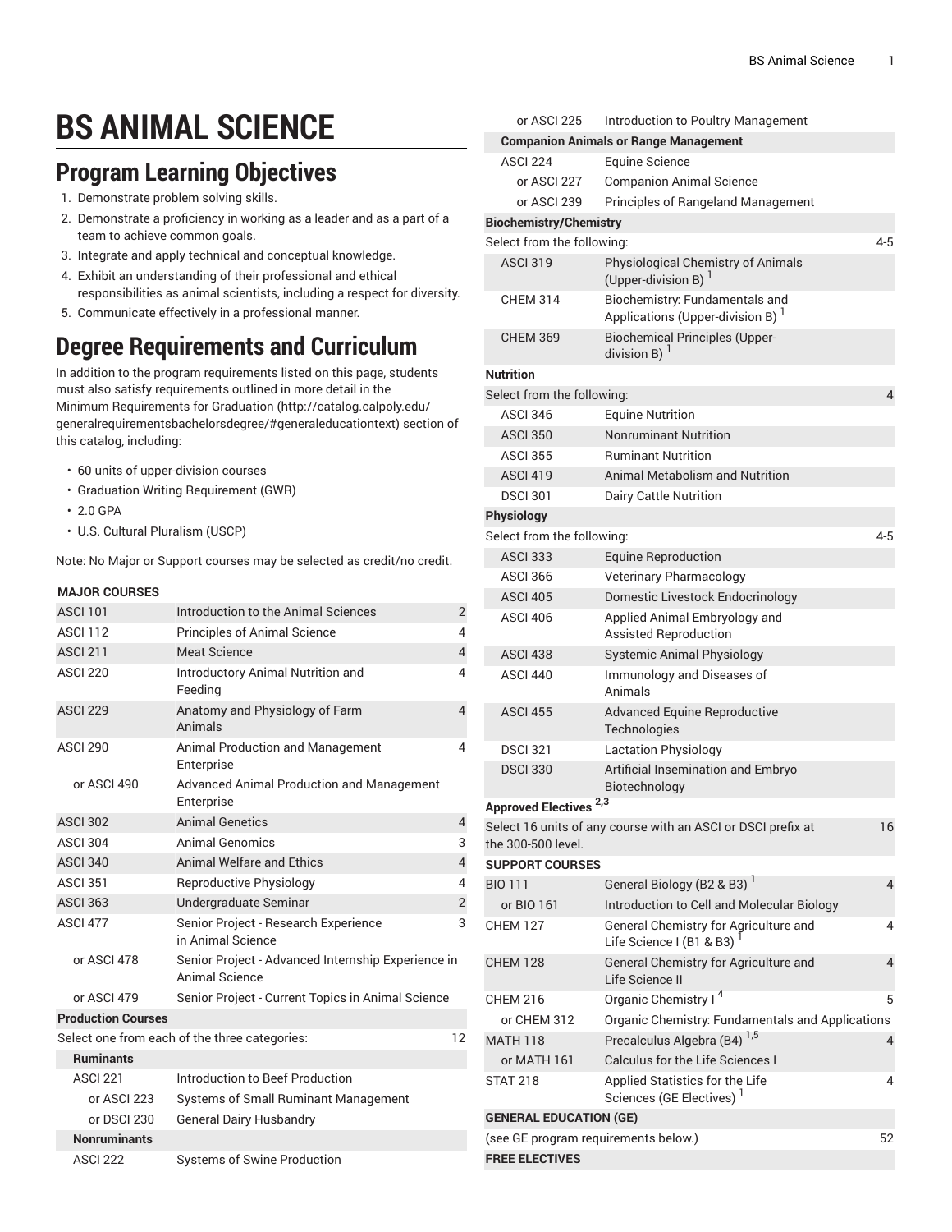# BS ANIMAL SCIENCE

## Program Learning Objectives

1. Demonstrate problem solving skills.
2. Demonstrate a proficiency in working as a leader and as a part of a team to achieve common goals.
3. Integrate and apply technical and conceptual knowledge.
4. Exhibit an understanding of their professional and ethical responsibilities as animal scientists, including a respect for diversity.
5. Communicate effectively in a professional manner.

## Degree Requirements and Curriculum

In addition to the program requirements listed on this page, students must also satisfy requirements outlined in more detail in the Minimum Requirements for Graduation (http://catalog.calpoly.edu/generalrequirementsbachelorsdegree/#generaleducationtext) section of this catalog, including:

- 60 units of upper-division courses
- Graduation Writing Requirement (GWR)
- 2.0 GPA
- U.S. Cultural Pluralism (USCP)

Note: No Major or Support courses may be selected as credit/no credit.

| | | |
|---|---|---|
| **MAJOR COURSES** | | |
| ASCI 101 | Introduction to the Animal Sciences | 2 |
| ASCI 112 | Principles of Animal Science | 4 |
| ASCI 211 | Meat Science | 4 |
| ASCI 220 | Introductory Animal Nutrition and Feeding | 4 |
| ASCI 229 | Anatomy and Physiology of Farm Animals | 4 |
| ASCI 290 | Animal Production and Management Enterprise | 4 |
| or ASCI 490 | Advanced Animal Production and Management Enterprise | |
| ASCI 302 | Animal Genetics | 4 |
| ASCI 304 | Animal Genomics | 3 |
| ASCI 340 | Animal Welfare and Ethics | 4 |
| ASCI 351 | Reproductive Physiology | 4 |
| ASCI 363 | Undergraduate Seminar | 2 |
| ASCI 477 | Senior Project - Research Experience in Animal Science | 3 |
| or ASCI 478 | Senior Project - Advanced Internship Experience in Animal Science | |
| or ASCI 479 | Senior Project - Current Topics in Animal Science | |
| **Production Courses** | | |
| Select one from each of the three categories: | | 12 |
| **Ruminants** | | |
| ASCI 221 | Introduction to Beef Production | |
| or ASCI 223 | Systems of Small Ruminant Management | |
| or DSCI 230 | General Dairy Husbandry | |
| **Nonruminants** | | |
| ASCI 222 | Systems of Swine Production | |
| or ASCI 225 | Introduction to Poultry Management | |
| **Companion Animals or Range Management** | | |
| ASCI 224 | Equine Science | |
| or ASCI 227 | Companion Animal Science | |
| or ASCI 239 | Principles of Rangeland Management | |
| **Biochemistry/Chemistry** | | |
| Select from the following: | | 4-5 |
| ASCI 319 | Physiological Chemistry of Animals (Upper-division B) [1] | |
| CHEM 314 | Biochemistry: Fundamentals and Applications (Upper-division B) [1] | |
| CHEM 369 | Biochemical Principles (Upper-division B) [1] | |
| **Nutrition** | | |
| Select from the following: | | 4 |
| ASCI 346 | Equine Nutrition | |
| ASCI 350 | Nonruminant Nutrition | |
| ASCI 355 | Ruminant Nutrition | |
| ASCI 419 | Animal Metabolism and Nutrition | |
| DSCI 301 | Dairy Cattle Nutrition | |
| **Physiology** | | |
| Select from the following: | | 4-5 |
| ASCI 333 | Equine Reproduction | |
| ASCI 366 | Veterinary Pharmacology | |
| ASCI 405 | Domestic Livestock Endocrinology | |
| ASCI 406 | Applied Animal Embryology and Assisted Reproduction | |
| ASCI 438 | Systemic Animal Physiology | |
| ASCI 440 | Immunology and Diseases of Animals | |
| ASCI 455 | Advanced Equine Reproductive Technologies | |
| DSCI 321 | Lactation Physiology | |
| DSCI 330 | Artificial Insemination and Embryo Biotechnology | |
| **Approved Electives** [2,3] | | |
| Select 16 units of any course with an ASCI or DSCI prefix at the 300-500 level. | | 16 |
| **SUPPORT COURSES** | | |
| BIO 111 | General Biology (B2 & B3) [1] | 4 |
| or BIO 161 | Introduction to Cell and Molecular Biology | |
| CHEM 127 | General Chemistry for Agriculture and Life Science I (B1 & B3) [1] | 4 |
| CHEM 128 | General Chemistry for Agriculture and Life Science II | 4 |
| CHEM 216 | Organic Chemistry I [4] | 5 |
| or CHEM 312 | Organic Chemistry: Fundamentals and Applications | |
| MATH 118 | Precalculus Algebra (B4) [1,5] | 4 |
| or MATH 161 | Calculus for the Life Sciences I | |
| STAT 218 | Applied Statistics for the Life Sciences (GE Electives) [1] | 4 |
| **GENERAL EDUCATION (GE)** | | |
| (see GE program requirements below.) | | 52 |
| **FREE ELECTIVES** | | |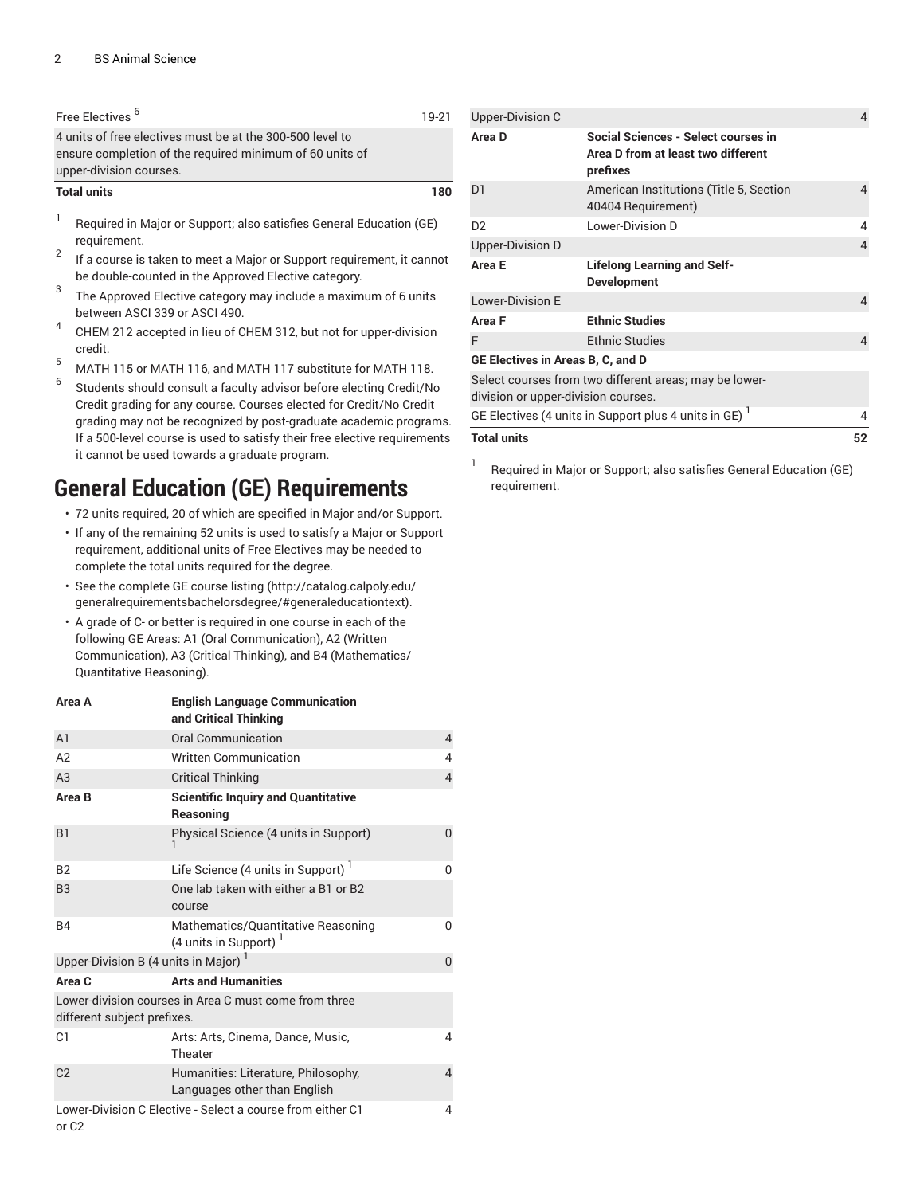| | |
|---|---|
| Free Electives [6] | 19-21 |
| 4 units of free electives must be at the 300-500 level to ensure completion of the required minimum of 60 units of upper-division courses. | |
| **Total units** | **180** |

1. Required in Major or Support; also satisfies General Education (GE) requirement.
2. If a course is taken to meet a Major or Support requirement, it cannot be double-counted in the Approved Elective category.
3. The Approved Elective category may include a maximum of 6 units between ASCI 339 or ASCI 490.
4. CHEM 212 accepted in lieu of CHEM 312, but not for upper-division credit.
5. MATH 115 or MATH 116, and MATH 117 substitute for MATH 118.
6. Students should consult a faculty advisor before electing Credit/No Credit grading for any course. Courses elected for Credit/No Credit grading may not be recognized by post-graduate academic programs. If a 500-level course is used to satisfy their free elective requirements it cannot be used towards a graduate program.

## General Education (GE) Requirements

- 72 units required, 20 of which are specified in Major and/or Support.
- If any of the remaining 52 units is used to satisfy a Major or Support requirement, additional units of Free Electives may be needed to complete the total units required for the degree.
- See the complete GE course listing (http://catalog.calpoly.edu/generalrequirementsbachelorsdegree/#generaleducationtext).
- A grade of C- or better is required in one course in each of the following GE Areas: A1 (Oral Communication), A2 (Written Communication), A3 (Critical Thinking), and B4 (Mathematics/Quantitative Reasoning).

| | | |
|---|---|---|
| **Area A** | **English Language Communication and Critical Thinking** | |
| A1 | Oral Communication | 4 |
| A2 | Written Communication | 4 |
| A3 | Critical Thinking | 4 |
| **Area B** | **Scientific Inquiry and Quantitative Reasoning** | |
| B1 | Physical Science (4 units in Support) [1] | 0 |
| B2 | Life Science (4 units in Support) [1] | 0 |
| B3 | One lab taken with either a B1 or B2 course | |
| B4 | Mathematics/Quantitative Reasoning (4 units in Support) [1] | 0 |
| Upper-Division B (4 units in Major) [1] | | 0 |
| **Area C** | **Arts and Humanities** | |
| Lower-division courses in Area C must come from three different subject prefixes. | | |
| C1 | Arts: Arts, Cinema, Dance, Music, Theater | 4 |
| C2 | Humanities: Literature, Philosophy, Languages other than English | 4 |
| Lower-Division C Elective - Select a course from either C1 or C2 | | 4 |
| Upper-Division C | | 4 |
| **Area D** | **Social Sciences - Select courses in Area D from at least two different prefixes** | |
| D1 | American Institutions (Title 5, Section 40404 Requirement) | 4 |
| D2 | Lower-Division D | 4 |
| Upper-Division D | | 4 |
| **Area E** | **Lifelong Learning and Self-Development** | |
| Lower-Division E | | 4 |
| **Area F** | **Ethnic Studies** | |
| F | Ethnic Studies | 4 |
| **GE Electives in Areas B, C, and D** | | |
| Select courses from two different areas; may be lower-division or upper-division courses. | | |
| GE Electives (4 units in Support plus 4 units in GE) [1] | | 4 |
| **Total units** | | **52** |

1. Required in Major or Support; also satisfies General Education (GE) requirement.